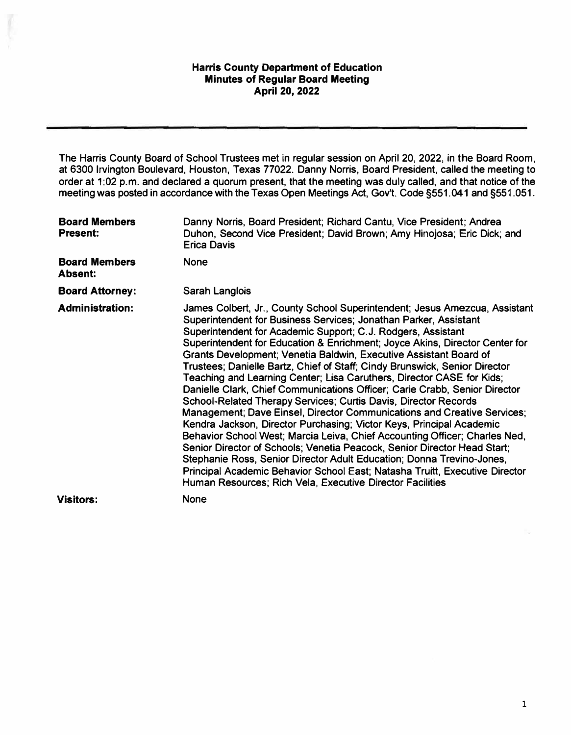# Harris County Department of Education
## Minutes of Regular Board Meeting
## April 20, 2022

---

The Harris County Board of School Trustees met in regular session on April 20, 2022, in the Board Room, at 6300 Irvington Boulevard, Houston, Texas 77022. Danny Norris, Board President, called the meeting to order at 1:02 p.m. and declared a quorum present, that the meeting was duly called, and that notice of the meeting was posted in accordance with the Texas Open Meetings Act, Gov't. Code §551.041 and §551.051.

**Board Members Present:** Danny Norris, Board President; Richard Cantu, Vice President; Andrea Duhon, Second Vice President; David Brown; Amy Hinojosa; Eric Dick; and Erica Davis

**Board Members Absent:** None

**Board Attorney:** Sarah Langlois

**Administration:** James Colbert, Jr., County School Superintendent; Jesus Amezcua, Assistant Superintendent for Business Services; Jonathan Parker, Assistant Superintendent for Academic Support; C.J. Rodgers, Assistant Superintendent for Education & Enrichment; Joyce Akins, Director Center for Grants Development; Venetia Baldwin, Executive Assistant Board of Trustees; Danielle Bartz, Chief of Staff; Cindy Brunswick, Senior Director Teaching and Learning Center; Lisa Caruthers, Director CASE for Kids; Danielle Clark, Chief Communications Officer; Carie Crabb, Senior Director School-Related Therapy Services; Curtis Davis, Director Records Management; Dave Einsel, Director Communications and Creative Services; Kendra Jackson, Director Purchasing; Victor Keys, Principal Academic Behavior School West; Marcia Leiva, Chief Accounting Officer; Charles Ned, Senior Director of Schools; Venetia Peacock, Senior Director Head Start; Stephanie Ross, Senior Director Adult Education; Donna Trevino-Jones, Principal Academic Behavior School East; Natasha Truitt, Executive Director Human Resources; Rich Vela, Executive Director Facilities

**Visitors:** None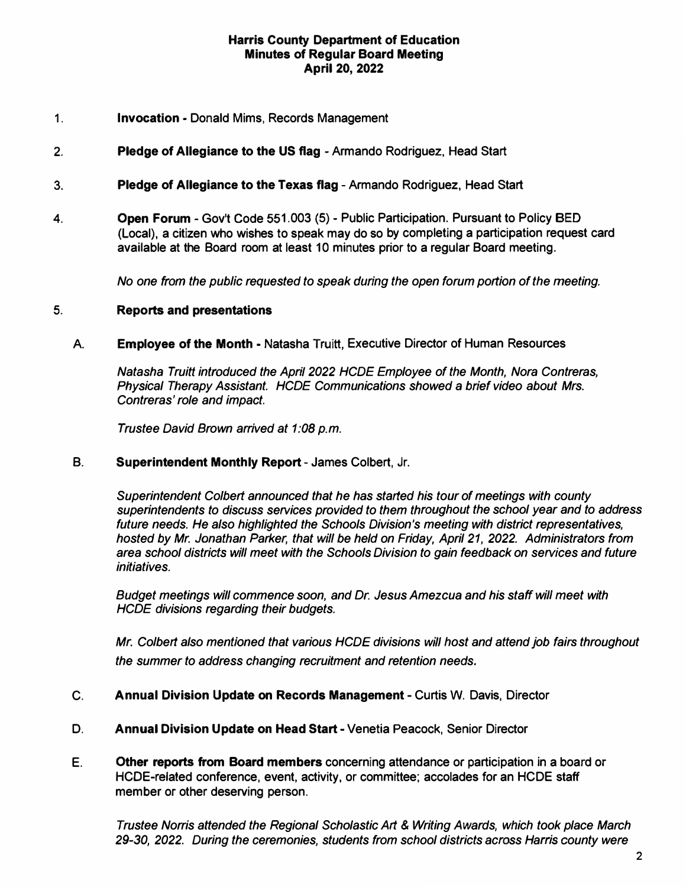**Harris County Department of Education**
**Minutes of Regular Board Meeting**
**April 20, 2022**

1. **Invocation -** Donald Mims, Records Management

2. **Pledge of Allegiance to the US flag** - Armando Rodriguez, Head Start

3. **Pledge of Allegiance to the Texas flag** - Armando Rodriguez, Head Start

4. **Open Forum** - Gov't Code 551.003 (5) - Public Participation. Pursuant to Policy BED (Local), a citizen who wishes to speak may do so by completing a participation request card available at the Board room at least 10 minutes prior to a regular Board meeting.

   *No one from the public requested to speak during the open forum portion of the meeting.*

5. **Reports and presentations**

   A. **Employee of the Month -** Natasha Truitt, Executive Director of Human Resources

   *Natasha Truitt introduced the April 2022 HCDE Employee of the Month, Nora Contreras, Physical Therapy Assistant. HCDE Communications showed a brief video about Mrs. Contreras' role and impact.*

   *Trustee David Brown arrived at 1:08 p.m.*

   B. **Superintendent Monthly Report** - James Colbert, Jr.

   *Superintendent Colbert announced that he has started his tour of meetings with county superintendents to discuss services provided to them throughout the school year and to address future needs. He also highlighted the Schools Division's meeting with district representatives, hosted by Mr. Jonathan Parker, that will be held on Friday, April 21, 2022. Administrators from area school districts will meet with the Schools Division to gain feedback on services and future initiatives.*

   *Budget meetings will commence soon, and Dr. Jesus Amezcua and his staff will meet with HCDE divisions regarding their budgets.*

   *Mr. Colbert also mentioned that various HCDE divisions will host and attend job fairs throughout the summer to address changing recruitment and retention needs.*

   C. **Annual Division Update on Records Management** - Curtis W. Davis, Director

   D. **Annual Division Update on Head Start -** Venetia Peacock, Senior Director

   E. **Other reports from Board members** concerning attendance or participation in a board or HCDE-related conference, event, activity, or committee; accolades for an HCDE staff member or other deserving person.

   *Trustee Norris attended the Regional Scholastic Art & Writing Awards, which took place March 29-30, 2022. During the ceremonies, students from school districts across Harris county were*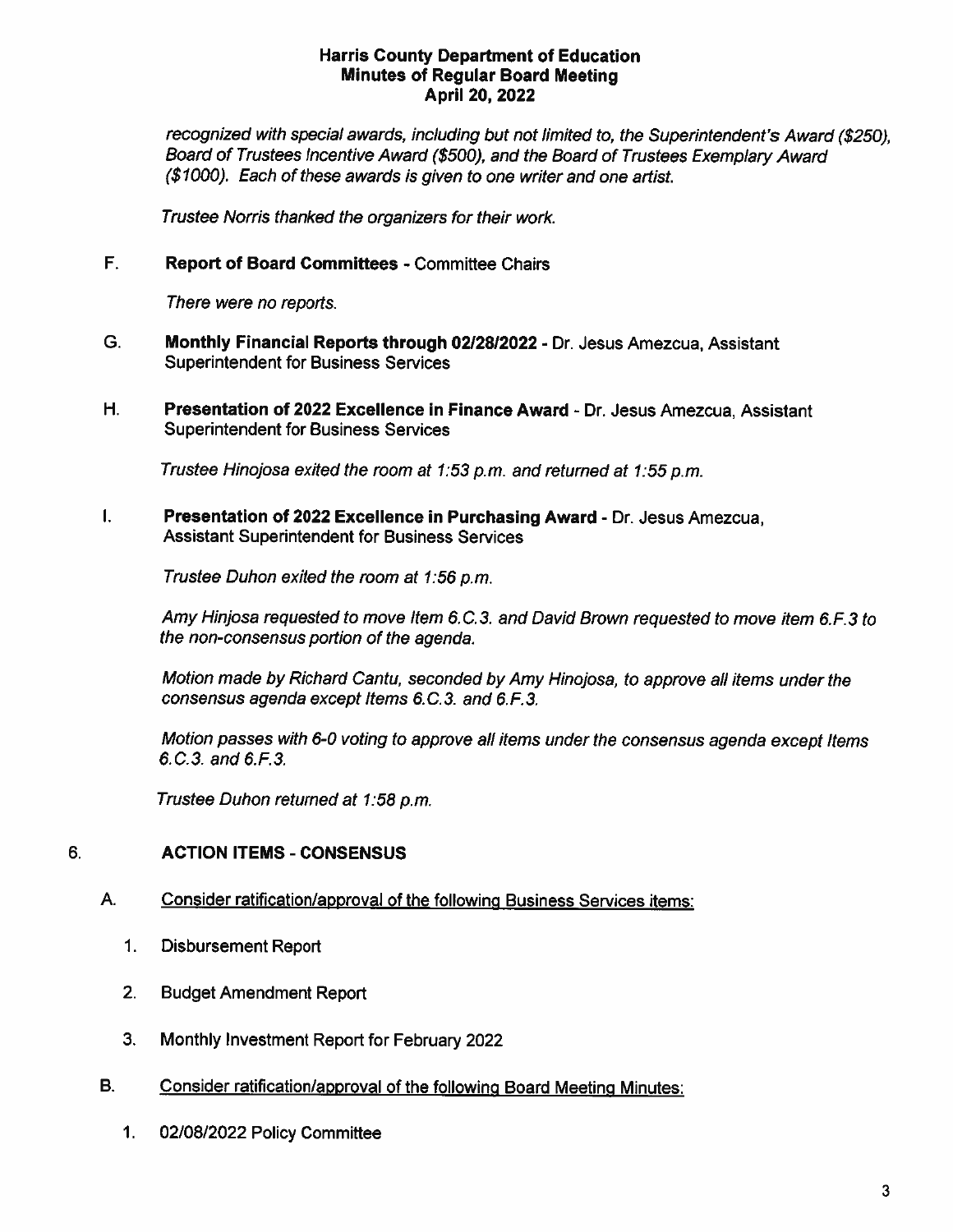*recognized with special awards, including but not limited to, the Superintendent's Award ($250), Board of Trustees Incentive Award ($500), and the Board of Trustees Exemplary Award ($1000). Each of these awards is given to one writer and one artist.*

*Trustee Norris thanked the organizers for their work.*

F. **Report of Board Committees** - Committee Chairs

*There were no reports.*

G. **Monthly Financial Reports through 02/28/2022** - Dr. Jesus Amezcua, Assistant Superintendent for Business Services

H. **Presentation of 2022 Excellence in Finance Award** - Dr. Jesus Amezcua, Assistant Superintendent for Business Services

*Trustee Hinojosa exited the room at 1:53 p.m. and returned at 1:55 p.m.*

I. **Presentation of 2022 Excellence in Purchasing Award** - Dr. Jesus Amezcua, Assistant Superintendent for Business Services

*Trustee Duhon exited the room at 1:56 p.m.*

*Amy Hinjosa requested to move Item 6.C.3. and David Brown requested to move item 6.F.3 to the non-consensus portion of the agenda.*

*Motion made by Richard Cantu, seconded by Amy Hinojosa, to approve all items under the consensus agenda except Items 6.C.3. and 6.F.3.*

*Motion passes with 6-0 voting to approve all items under the consensus agenda except Items 6.C.3. and 6.F.3.*

*Trustee Duhon returned at 1:58 p.m.*

## 6. ACTION ITEMS - CONSENSUS

A. Consider ratification/approval of the following Business Services items:

1. Disbursement Report
2. Budget Amendment Report
3. Monthly Investment Report for February 2022

B. Consider ratification/approval of the following Board Meeting Minutes:

1. 02/08/2022 Policy Committee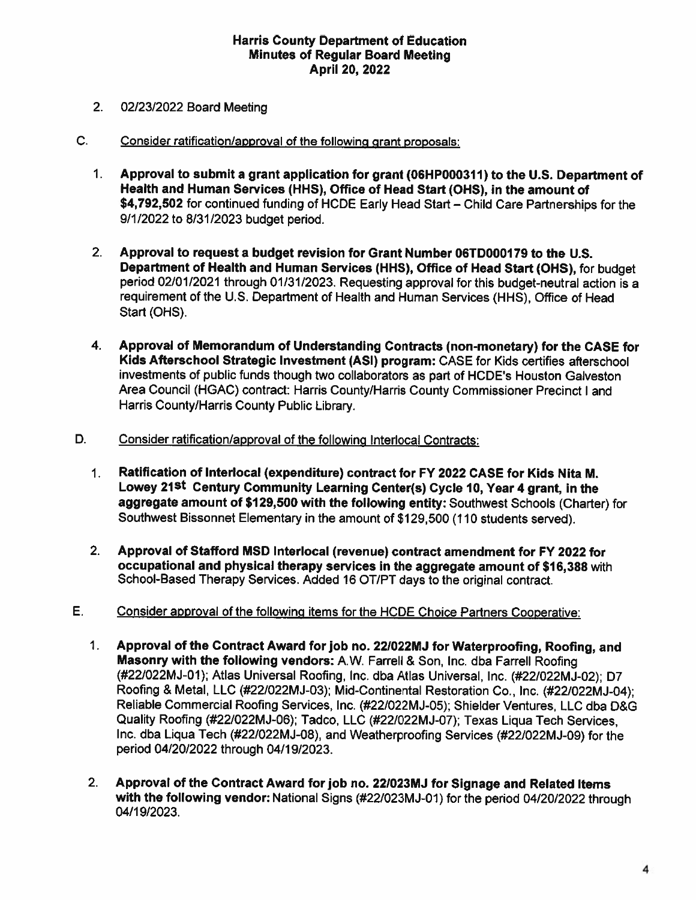**Harris County Department of Education**
**Minutes of Regular Board Meeting**
**April 20, 2022**

2. 02/23/2022 Board Meeting

C. Consider ratification/approval of the following grant proposals:

1. **Approval to submit a grant application for grant (06HP000311) to the U.S. Department of Health and Human Services (HHS), Office of Head Start (OHS), in the amount of $4,792,502** for continued funding of HCDE Early Head Start – Child Care Partnerships for the 9/1/2022 to 8/31/2023 budget period.

2. **Approval to request a budget revision for Grant Number 06TD000179 to the U.S. Department of Health and Human Services (HHS), Office of Head Start (OHS),** for budget period 02/01/2021 through 01/31/2023. Requesting approval for this budget-neutral action is a requirement of the U.S. Department of Health and Human Services (HHS), Office of Head Start (OHS).

4. **Approval of Memorandum of Understanding Contracts (non-monetary) for the CASE for Kids Afterschool Strategic Investment (ASI) program:** CASE for Kids certifies afterschool investments of public funds though two collaborators as part of HCDE's Houston Galveston Area Council (HGAC) contract: Harris County/Harris County Commissioner Precinct I and Harris County/Harris County Public Library.

D. Consider ratification/approval of the following Interlocal Contracts:

1. **Ratification of Interlocal (expenditure) contract for FY 2022 CASE for Kids Nita M. Lowey 21st Century Community Learning Center(s) Cycle 10, Year 4 grant, in the aggregate amount of $129,500 with the following entity:** Southwest Schools (Charter) for Southwest Bissonnet Elementary in the amount of $129,500 (110 students served).

2. **Approval of Stafford MSD Interlocal (revenue) contract amendment for FY 2022 for occupational and physical therapy services in the aggregate amount of $16,388** with School-Based Therapy Services. Added 16 OT/PT days to the original contract.

E. Consider approval of the following items for the HCDE Choice Partners Cooperative:

1. **Approval of the Contract Award for job no. 22/022MJ for Waterproofing, Roofing, and Masonry with the following vendors:** A.W. Farrell & Son, Inc. dba Farrell Roofing (#22/022MJ-01); Atlas Universal Roofing, Inc. dba Atlas Universal, Inc. (#22/022MJ-02); D7 Roofing & Metal, LLC (#22/022MJ-03); Mid-Continental Restoration Co., Inc. (#22/022MJ-04); Reliable Commercial Roofing Services, Inc. (#22/022MJ-05); Shielder Ventures, LLC dba D&G Quality Roofing (#22/022MJ-06); Tadco, LLC (#22/022MJ-07); Texas Liqua Tech Services, Inc. dba Liqua Tech (#22/022MJ-08), and Weatherproofing Services (#22/022MJ-09) for the period 04/20/2022 through 04/19/2023.

2. **Approval of the Contract Award for job no. 22/023MJ for Signage and Related Items with the following vendor:** National Signs (#22/023MJ-01) for the period 04/20/2022 through 04/19/2023.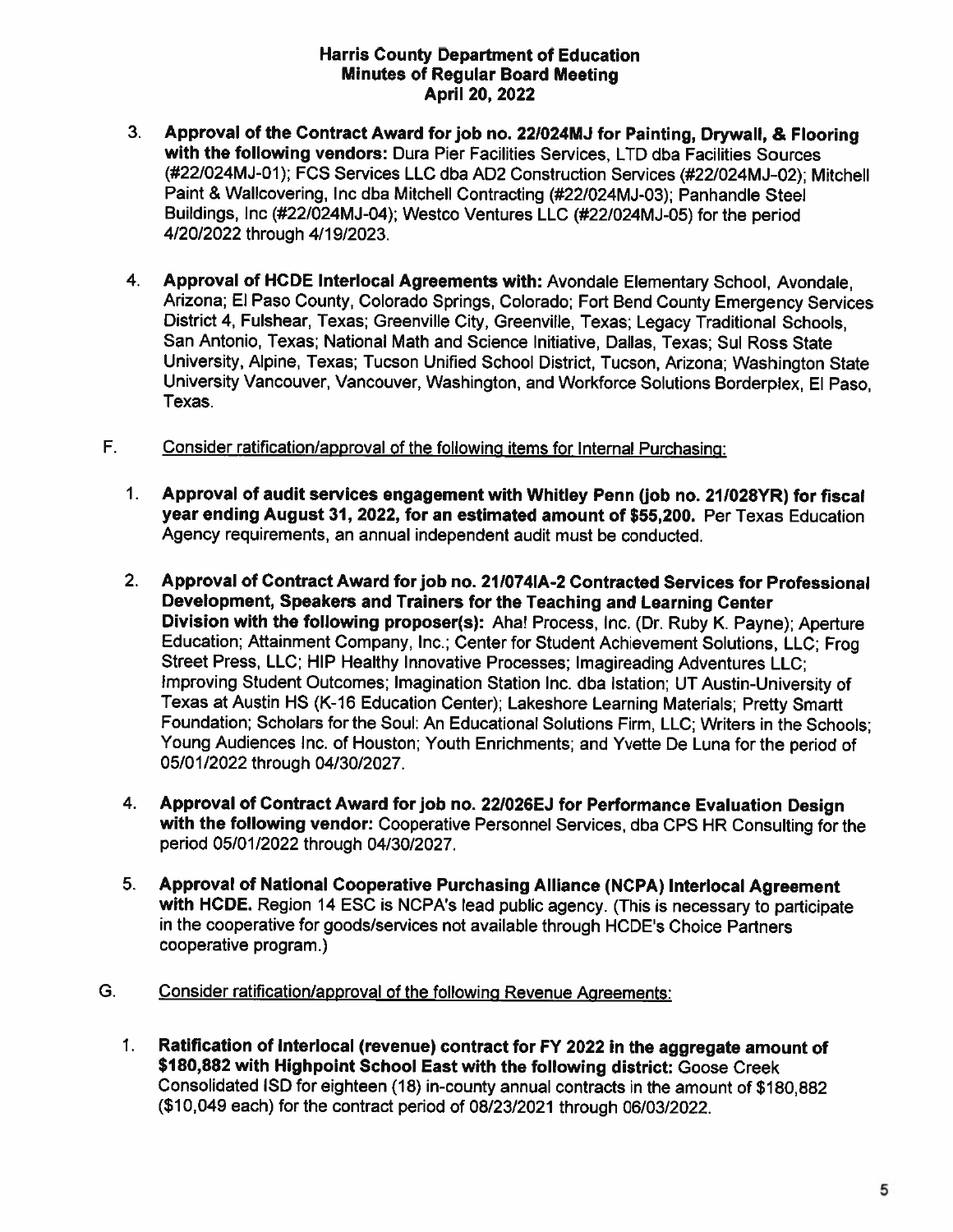3. **Approval of the Contract Award for job no. 22/024MJ for Painting, Drywall, & Flooring with the following vendors:** Dura Pier Facilities Services, LTD dba Facilities Sources (#22/024MJ-01); FCS Services LLC dba AD2 Construction Services (#22/024MJ-02); Mitchell Paint & Wallcovering, Inc dba Mitchell Contracting (#22/024MJ-03); Panhandle Steel Buildings, Inc (#22/024MJ-04); Westco Ventures LLC (#22/024MJ-05) for the period 4/20/2022 through 4/19/2023.

4. **Approval of HCDE Interlocal Agreements with:** Avondale Elementary School, Avondale, Arizona; El Paso County, Colorado Springs, Colorado; Fort Bend County Emergency Services District 4, Fulshear, Texas; Greenville City, Greenville, Texas; Legacy Traditional Schools, San Antonio, Texas; National Math and Science Initiative, Dallas, Texas; Sul Ross State University, Alpine, Texas; Tucson Unified School District, Tucson, Arizona; Washington State University Vancouver, Vancouver, Washington, and Workforce Solutions Borderplex, El Paso, Texas.

F. Consider ratification/approval of the following items for Internal Purchasing:

1. **Approval of audit services engagement with Whitley Penn (job no. 21/028YR) for fiscal year ending August 31, 2022, for an estimated amount of $55,200.** Per Texas Education Agency requirements, an annual independent audit must be conducted.

2. **Approval of Contract Award for job no. 21/074IA-2 Contracted Services for Professional Development, Speakers and Trainers for the Teaching and Learning Center Division with the following proposer(s):** Aha! Process, Inc. (Dr. Ruby K. Payne); Aperture Education; Attainment Company, Inc.; Center for Student Achievement Solutions, LLC; Frog Street Press, LLC; HIP Healthy Innovative Processes; Imagireading Adventures LLC; Improving Student Outcomes; Imagination Station Inc. dba Istation; UT Austin-University of Texas at Austin HS (K-16 Education Center); Lakeshore Learning Materials; Pretty Smartt Foundation; Scholars for the Soul: An Educational Solutions Firm, LLC; Writers in the Schools; Young Audiences Inc. of Houston; Youth Enrichments; and Yvette De Luna for the period of 05/01/2022 through 04/30/2027.

4. **Approval of Contract Award for job no. 22/026EJ for Performance Evaluation Design with the following vendor:** Cooperative Personnel Services, dba CPS HR Consulting for the period 05/01/2022 through 04/30/2027.

5. **Approval of National Cooperative Purchasing Alliance (NCPA) Interlocal Agreement with HCDE.** Region 14 ESC is NCPA's lead public agency. (This is necessary to participate in the cooperative for goods/services not available through HCDE's Choice Partners cooperative program.)

G. Consider ratification/approval of the following Revenue Agreements:

1. **Ratification of Interlocal (revenue) contract for FY 2022 in the aggregate amount of $180,882 with Highpoint School East with the following district:** Goose Creek Consolidated ISD for eighteen (18) in-county annual contracts in the amount of $180,882 ($10,049 each) for the contract period of 08/23/2021 through 06/03/2022.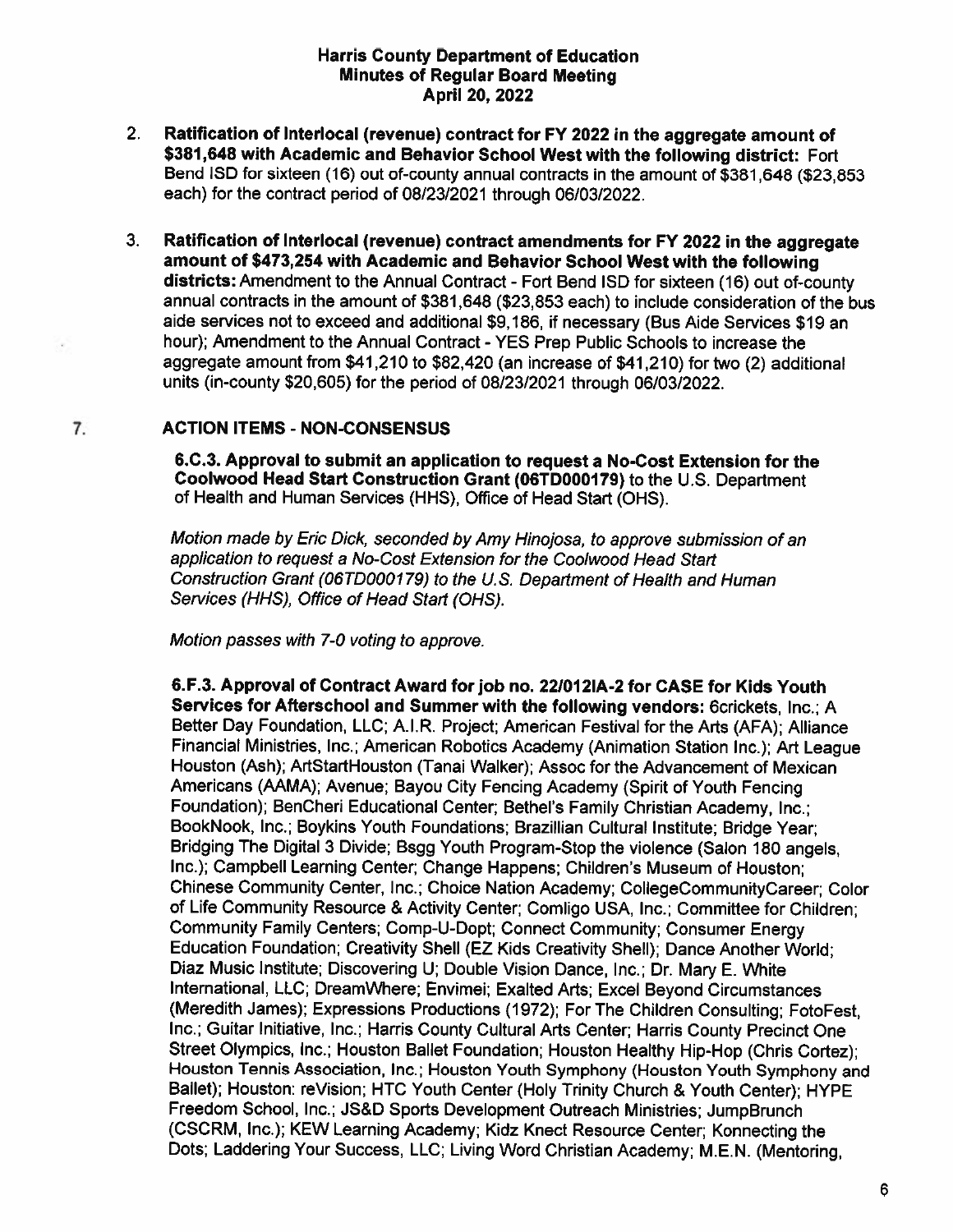2. **Ratification of Interlocal (revenue) contract for FY 2022 in the aggregate amount of $381,648 with Academic and Behavior School West with the following district:** Fort Bend ISD for sixteen (16) out of-county annual contracts in the amount of $381,648 ($23,853 each) for the contract period of 08/23/2021 through 06/03/2022.

3. **Ratification of Interlocal (revenue) contract amendments for FY 2022 in the aggregate amount of $473,254 with Academic and Behavior School West with the following districts:** Amendment to the Annual Contract - Fort Bend ISD for sixteen (16) out of-county annual contracts in the amount of $381,648 ($23,853 each) to include consideration of the bus aide services not to exceed and additional $9,186, if necessary (Bus Aide Services $19 an hour); Amendment to the Annual Contract - YES Prep Public Schools to increase the aggregate amount from $41,210 to $82,420 (an increase of $41,210) for two (2) additional units (in-county $20,605) for the period of 08/23/2021 through 06/03/2022.

7. **ACTION ITEMS - NON-CONSENSUS**

**6.C.3. Approval to submit an application to request a No-Cost Extension for the Coolwood Head Start Construction Grant (06TD000179)** to the U.S. Department of Health and Human Services (HHS), Office of Head Start (OHS).

*Motion made by Eric Dick, seconded by Amy Hinojosa, to approve submission of an application to request a No-Cost Extension for the Coolwood Head Start Construction Grant (06TD000179) to the U.S. Department of Health and Human Services (HHS), Office of Head Start (OHS).*

*Motion passes with 7-0 voting to approve.*

**6.F.3. Approval of Contract Award for job no. 22/012IA-2 for CASE for Kids Youth Services for Afterschool and Summer with the following vendors:** 6crickets, Inc.; A Better Day Foundation, LLC; A.I.R. Project; American Festival for the Arts (AFA); Alliance Financial Ministries, Inc.; American Robotics Academy (Animation Station Inc.); Art League Houston (Ash); ArtStartHouston (Tanai Walker); Assoc for the Advancement of Mexican Americans (AAMA); Avenue; Bayou City Fencing Academy (Spirit of Youth Fencing Foundation); BenCheri Educational Center; Bethel's Family Christian Academy, Inc.; BookNook, Inc.; Boykins Youth Foundations; Brazillian Cultural Institute; Bridge Year; Bridging The Digital 3 Divide; Bsgg Youth Program-Stop the violence (Salon 180 angels, Inc.); Campbell Learning Center; Change Happens; Children's Museum of Houston; Chinese Community Center, Inc.; Choice Nation Academy; CollegeCommunityCareer; Color of Life Community Resource & Activity Center; Comligo USA, Inc.; Committee for Children; Community Family Centers; Comp-U-Dopt; Connect Community; Consumer Energy Education Foundation; Creativity Shell (EZ Kids Creativity Shell); Dance Another World; Diaz Music Institute; Discovering U; Double Vision Dance, Inc.; Dr. Mary E. White International, LLC; DreamWhere; Envimei; Exalted Arts; Excel Beyond Circumstances (Meredith James); Expressions Productions (1972); For The Children Consulting; FotoFest, Inc.; Guitar Initiative, Inc.; Harris County Cultural Arts Center; Harris County Precinct One Street Olympics, Inc.; Houston Ballet Foundation; Houston Healthy Hip-Hop (Chris Cortez); Houston Tennis Association, Inc.; Houston Youth Symphony (Houston Youth Symphony and Ballet); Houston: reVision; HTC Youth Center (Holy Trinity Church & Youth Center); HYPE Freedom School, Inc.; JS&D Sports Development Outreach Ministries; JumpBrunch (CSCRM, Inc.); KEW Learning Academy; Kidz Knect Resource Center; Konnecting the Dots; Laddering Your Success, LLC; Living Word Christian Academy; M.E.N. (Mentoring,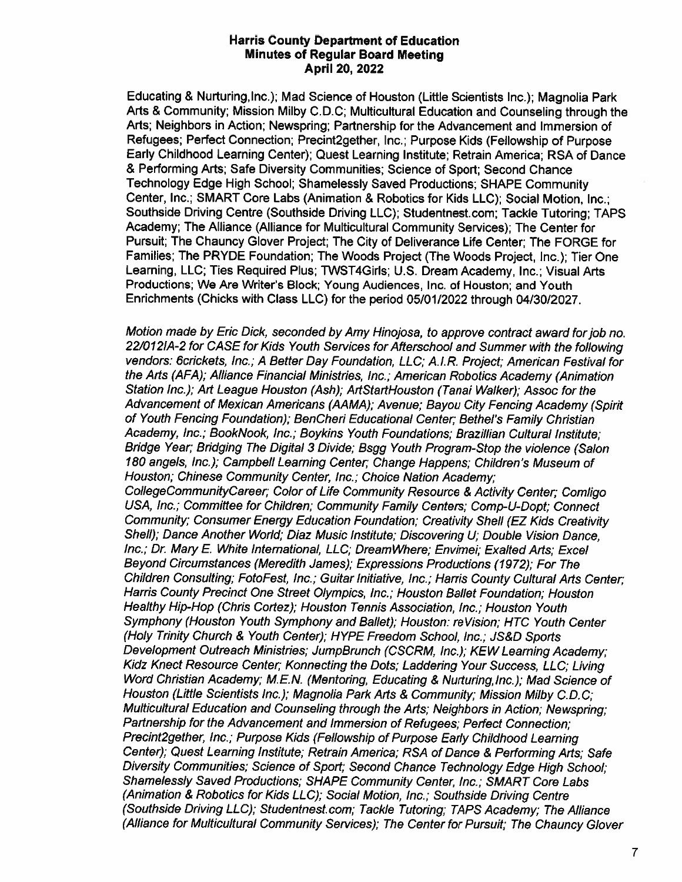Educating & Nurturing,Inc.); Mad Science of Houston (Little Scientists Inc.); Magnolia Park Arts & Community; Mission Milby C.D.C; Multicultural Education and Counseling through the Arts; Neighbors in Action; Newspring; Partnership for the Advancement and Immersion of Refugees; Perfect Connection; Precint2gether, Inc.; Purpose Kids (Fellowship of Purpose Early Childhood Learning Center); Quest Learning Institute; Retrain America; RSA of Dance & Performing Arts; Safe Diversity Communities; Science of Sport; Second Chance Technology Edge High School; Shamelessly Saved Productions; SHAPE Community Center, Inc.; SMART Core Labs (Animation & Robotics for Kids LLC); Social Motion, Inc.; Southside Driving Centre (Southside Driving LLC); Studentnest.com; Tackle Tutoring; TAPS Academy; The Alliance (Alliance for Multicultural Community Services); The Center for Pursuit; The Chauncy Glover Project; The City of Deliverance Life Center; The FORGE for Families; The PRYDE Foundation; The Woods Project (The Woods Project, Inc.); Tier One Learning, LLC; Ties Required Plus; TWST4Girls; U.S. Dream Academy, Inc.; Visual Arts Productions; We Are Writer's Block; Young Audiences, Inc. of Houston; and Youth Enrichments (Chicks with Class LLC) for the period 05/01/2022 through 04/30/2027.

*Motion made by Eric Dick, seconded by Amy Hinojosa, to approve contract award for job no. 22/012IA-2 for CASE for Kids Youth Services for Afterschool and Summer with the following vendors: 6crickets, Inc.; A Better Day Foundation, LLC; A.I.R. Project; American Festival for the Arts (AFA); Alliance Financial Ministries, Inc.; American Robotics Academy (Animation Station Inc.); Art League Houston (Ash); ArtStartHouston (Tanai Walker); Assoc for the Advancement of Mexican Americans (AAMA); Avenue; Bayou City Fencing Academy (Spirit of Youth Fencing Foundation); BenCheri Educational Center; Bethel's Family Christian Academy, Inc.; BookNook, Inc.; Boykins Youth Foundations; Brazillian Cultural Institute; Bridge Year; Bridging The Digital 3 Divide; Bsgg Youth Program-Stop the violence (Salon 180 angels, Inc.); Campbell Learning Center; Change Happens; Children's Museum of Houston; Chinese Community Center, Inc.; Choice Nation Academy; CollegeCommunityCareer; Color of Life Community Resource & Activity Center; Comligo USA, Inc.; Committee for Children; Community Family Centers; Comp-U-Dopt; Connect Community; Consumer Energy Education Foundation; Creativity Shell (EZ Kids Creativity Shell); Dance Another World; Diaz Music Institute; Discovering U; Double Vision Dance, Inc.; Dr. Mary E. White International, LLC; DreamWhere; Envimei; Exalted Arts; Excel Beyond Circumstances (Meredith James); Expressions Productions (1972); For The Children Consulting; FotoFest, Inc.; Guitar Initiative, Inc.; Harris County Cultural Arts Center; Harris County Precinct One Street Olympics, Inc.; Houston Ballet Foundation; Houston Healthy Hip-Hop (Chris Cortez); Houston Tennis Association, Inc.; Houston Youth Symphony (Houston Youth Symphony and Ballet); Houston: reVision; HTC Youth Center (Holy Trinity Church & Youth Center); HYPE Freedom School, Inc.; JS&D Sports Development Outreach Ministries; JumpBrunch (CSCRM, Inc.); KEW Learning Academy; Kidz Knect Resource Center; Konnecting the Dots; Laddering Your Success, LLC; Living Word Christian Academy; M.E.N. (Mentoring, Educating & Nurturing,Inc.); Mad Science of Houston (Little Scientists Inc.); Magnolia Park Arts & Community; Mission Milby C.D.C; Multicultural Education and Counseling through the Arts; Neighbors in Action; Newspring; Partnership for the Advancement and Immersion of Refugees; Perfect Connection; Precint2gether, Inc.; Purpose Kids (Fellowship of Purpose Early Childhood Learning Center); Quest Learning Institute; Retrain America; RSA of Dance & Performing Arts; Safe Diversity Communities; Science of Sport; Second Chance Technology Edge High School; Shamelessly Saved Productions; SHAPE Community Center, Inc.; SMART Core Labs (Animation & Robotics for Kids LLC); Social Motion, Inc.; Southside Driving Centre (Southside Driving LLC); Studentnest.com; Tackle Tutoring; TAPS Academy; The Alliance (Alliance for Multicultural Community Services); The Center for Pursuit; The Chauncy Glover*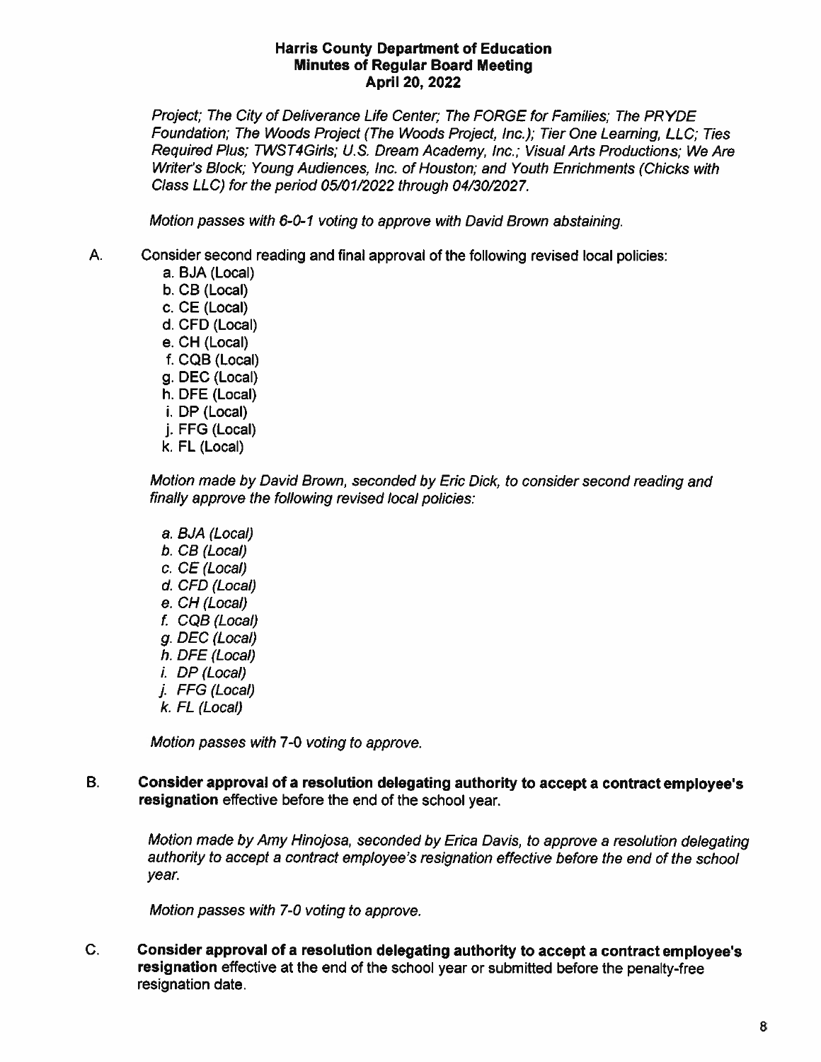*Project; The City of Deliverance Life Center; The FORGE for Families; The PRYDE Foundation; The Woods Project (The Woods Project, Inc.); Tier One Learning, LLC; Ties Required Plus; TWST4Girls; U.S. Dream Academy, Inc.; Visual Arts Productions; We Are Writer's Block; Young Audiences, Inc. of Houston; and Youth Enrichments (Chicks with Class LLC) for the period 05/01/2022 through 04/30/2027.*

*Motion passes with 6-0-1 voting to approve with David Brown abstaining.*

A. Consider second reading and final approval of the following revised local policies:

a. BJA (Local)
b. CB (Local)
c. CE (Local)
d. CFD (Local)
e. CH (Local)
f. CQB (Local)
g. DEC (Local)
h. DFE (Local)
i. DP (Local)
j. FFG (Local)
k. FL (Local)

*Motion made by David Brown, seconded by Eric Dick, to consider second reading and finally approve the following revised local policies:*

*a. BJA (Local)*
*b. CB (Local)*
*c. CE (Local)*
*d. CFD (Local)*
*e. CH (Local)*
*f. CQB (Local)*
*g. DEC (Local)*
*h. DFE (Local)*
*i. DP (Local)*
*j. FFG (Local)*
*k. FL (Local)*

*Motion passes with 7-0 voting to approve.*

B. **Consider approval of a resolution delegating authority to accept a contract employee's resignation** effective before the end of the school year.

*Motion made by Amy Hinojosa, seconded by Erica Davis, to approve a resolution delegating authority to accept a contract employee's resignation effective before the end of the school year.*

*Motion passes with 7-0 voting to approve.*

C. **Consider approval of a resolution delegating authority to accept a contract employee's resignation** effective at the end of the school year or submitted before the penalty-free resignation date.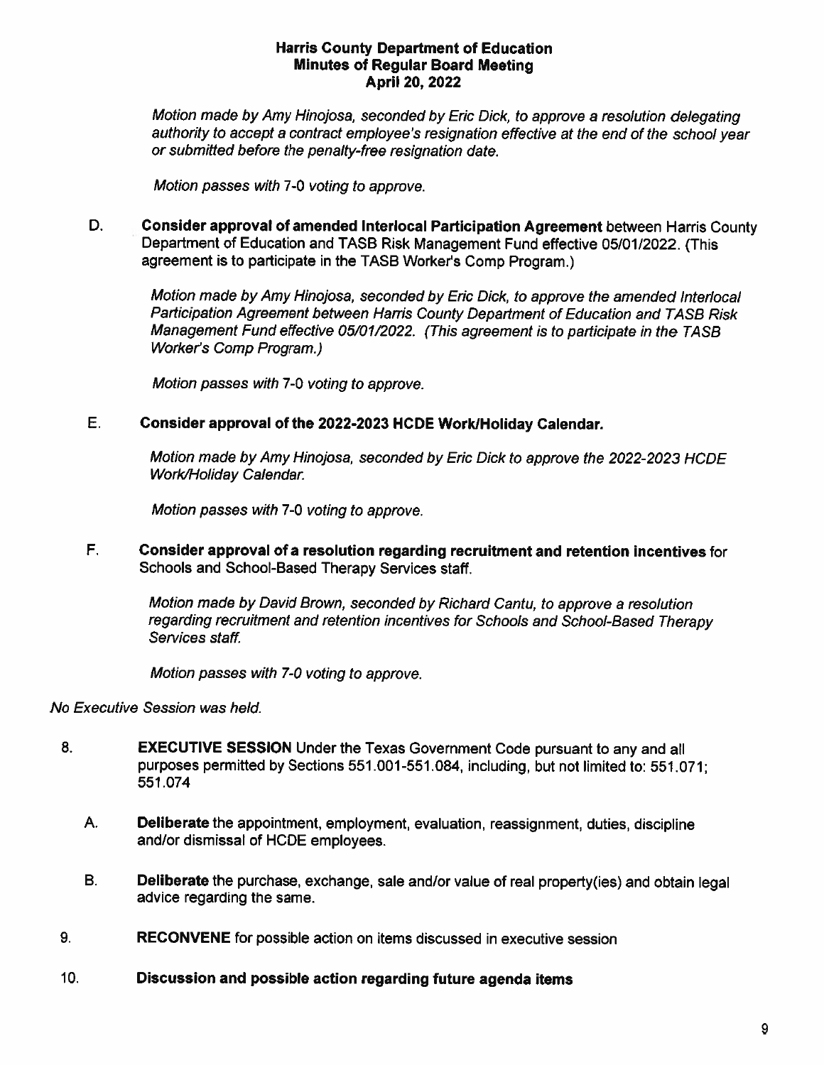*Motion made by Amy Hinojosa, seconded by Eric Dick, to approve a resolution delegating authority to accept a contract employee's resignation effective at the end of the school year or submitted before the penalty-free resignation date.*

*Motion passes with 7-0 voting to approve.*

D. **Consider approval of amended Interlocal Participation Agreement** between Harris County Department of Education and TASB Risk Management Fund effective 05/01/2022. (This agreement is to participate in the TASB Worker's Comp Program.)

*Motion made by Amy Hinojosa, seconded by Eric Dick, to approve the amended Interlocal Participation Agreement between Harris County Department of Education and TASB Risk Management Fund effective 05/01/2022. (This agreement is to participate in the TASB Worker's Comp Program.)*

*Motion passes with 7-0 voting to approve.*

E. **Consider approval of the 2022-2023 HCDE Work/Holiday Calendar.**

*Motion made by Amy Hinojosa, seconded by Eric Dick to approve the 2022-2023 HCDE Work/Holiday Calendar.*

*Motion passes with 7-0 voting to approve.*

F. **Consider approval of a resolution regarding recruitment and retention incentives** for Schools and School-Based Therapy Services staff.

*Motion made by David Brown, seconded by Richard Cantu, to approve a resolution regarding recruitment and retention incentives for Schools and School-Based Therapy Services staff.*

*Motion passes with 7-0 voting to approve.*

*No Executive Session was held.*

8. **EXECUTIVE SESSION** Under the Texas Government Code pursuant to any and all purposes permitted by Sections 551.001-551.084, including, but not limited to: 551.071; 551.074

   A. **Deliberate** the appointment, employment, evaluation, reassignment, duties, discipline and/or dismissal of HCDE employees.

   B. **Deliberate** the purchase, exchange, sale and/or value of real property(ies) and obtain legal advice regarding the same.

9. **RECONVENE** for possible action on items discussed in executive session

10. **Discussion and possible action regarding future agenda items**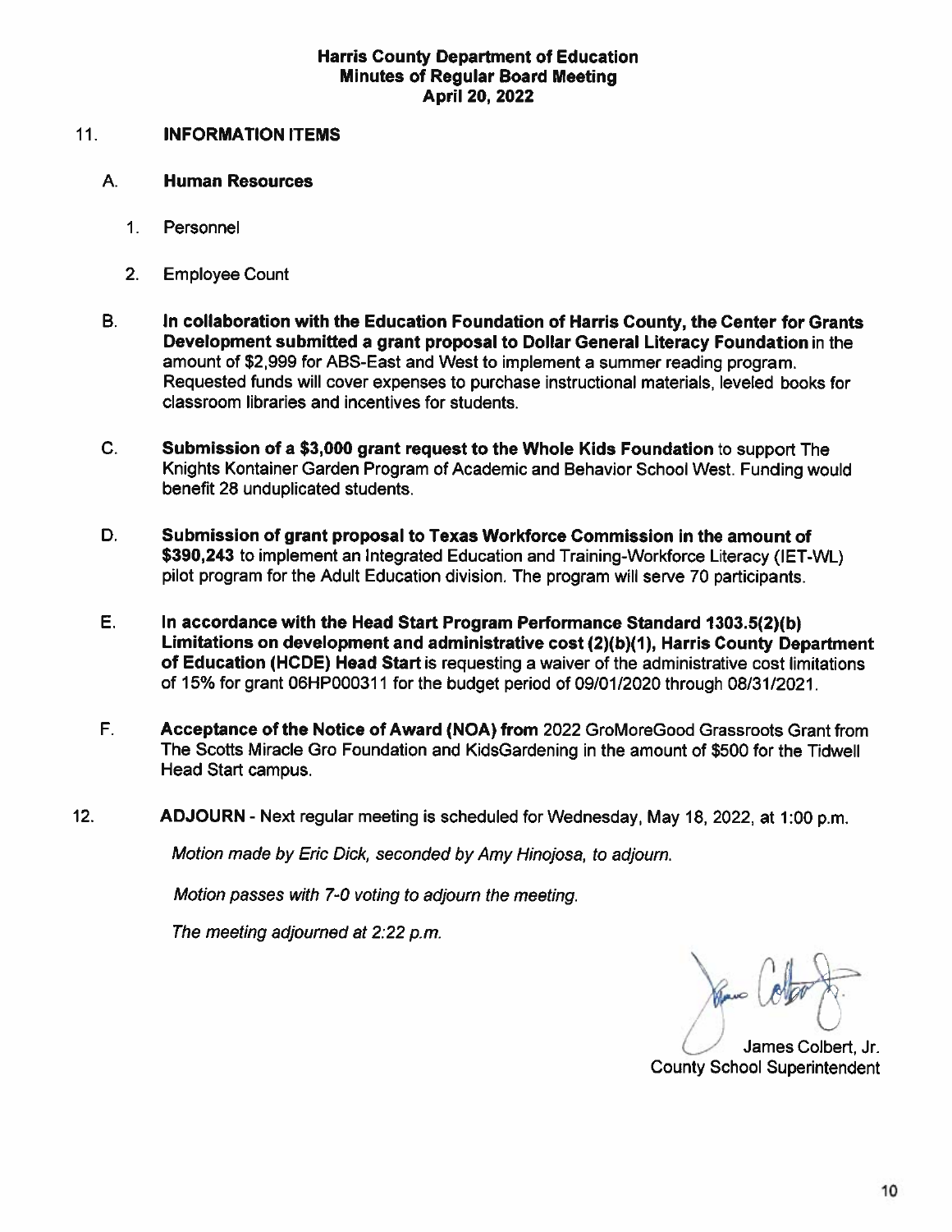11. **INFORMATION ITEMS**

   A. **Human Resources**

      1. Personnel

      2. Employee Count

   B. **In collaboration with the Education Foundation of Harris County, the Center for Grants Development submitted a grant proposal to Dollar General Literacy Foundation** in the amount of $2,999 for ABS-East and West to implement a summer reading program. Requested funds will cover expenses to purchase instructional materials, leveled books for classroom libraries and incentives for students.

   C. **Submission of a $3,000 grant request to the Whole Kids Foundation** to support The Knights Kontainer Garden Program of Academic and Behavior School West. Funding would benefit 28 unduplicated students.

   D. **Submission of grant proposal to Texas Workforce Commission in the amount of $390,243** to implement an Integrated Education and Training-Workforce Literacy (IET-WL) pilot program for the Adult Education division. The program will serve 70 participants.

   E. **In accordance with the Head Start Program Performance Standard 1303.5(2)(b) Limitations on development and administrative cost (2)(b)(1), Harris County Department of Education (HCDE) Head Start** is requesting a waiver of the administrative cost limitations of 15% for grant 06HP000311 for the budget period of 09/01/2020 through 08/31/2021.

   F. **Acceptance of the Notice of Award (NOA) from** 2022 GroMoreGood Grassroots Grant from The Scotts Miracle Gro Foundation and KidsGardening in the amount of $500 for the Tidwell Head Start campus.

12. **ADJOURN** - Next regular meeting is scheduled for Wednesday, May 18, 2022, at 1:00 p.m.

   *Motion made by Eric Dick, seconded by Amy Hinojosa, to adjourn.*

   *Motion passes with 7-0 voting to adjourn the meeting.*

   *The meeting adjourned at 2:22 p.m.*

James Colbert, Jr.
County School Superintendent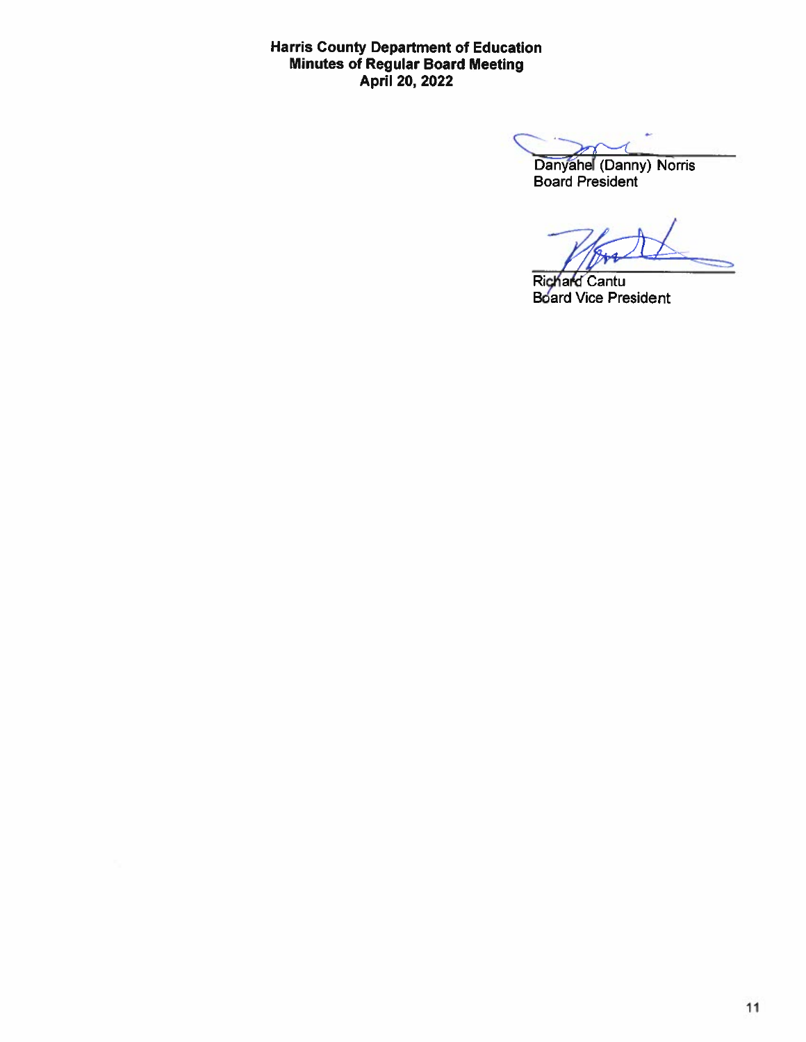**Harris County Department of Education**
**Minutes of Regular Board Meeting**
**April 20, 2022**

Danyahel (Danny) Norris
Board President

Richard Cantu
Board Vice President